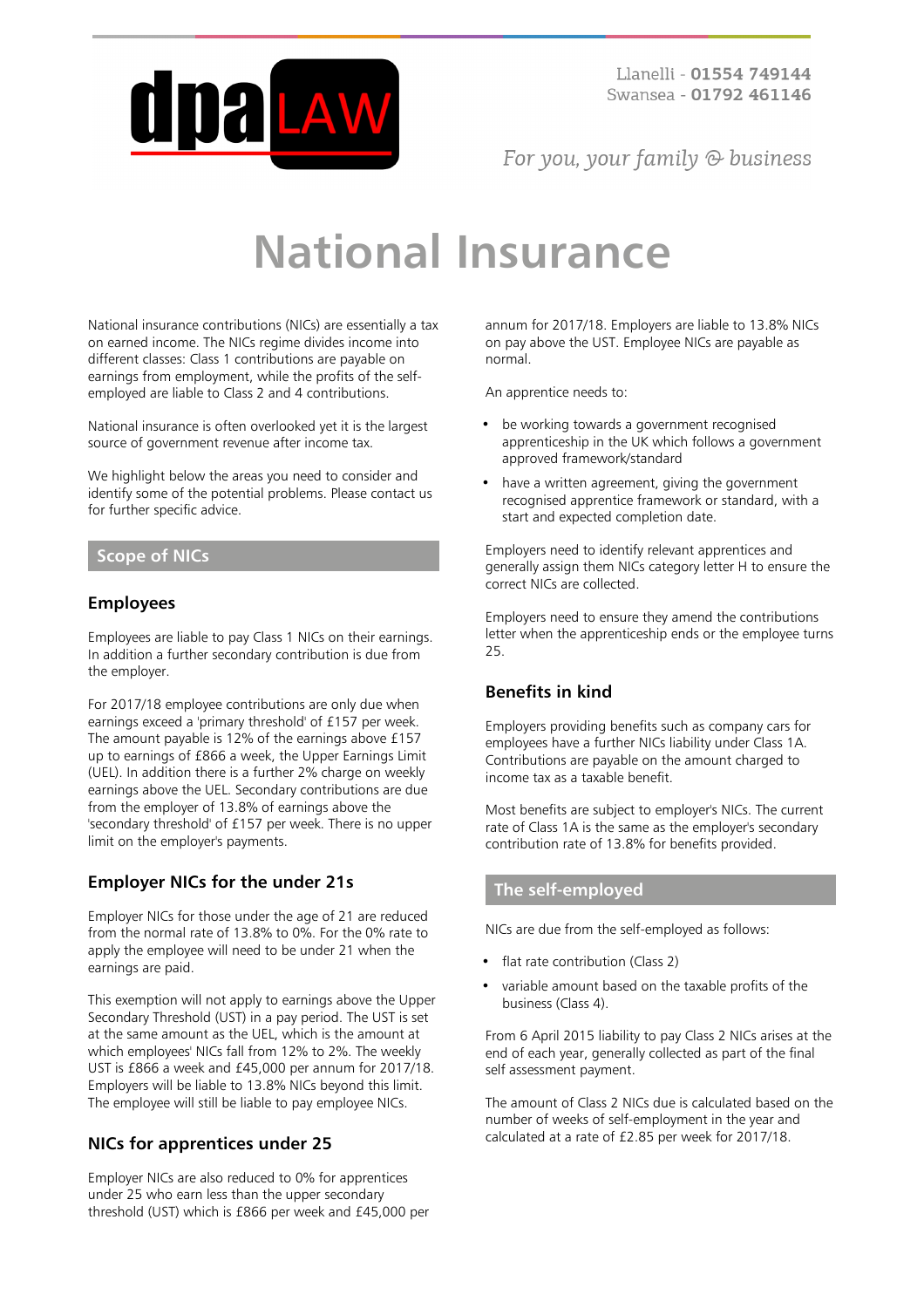Llanelli - **01554 749144**
Swansea - **01792 461146**

*For you, your family & business*

# National Insurance

National insurance contributions (NICs) are essentially a tax on earned income. The NICs regime divides income into different classes: Class 1 contributions are payable on earnings from employment, while the profits of the self-employed are liable to Class 2 and 4 contributions.

National insurance is often overlooked yet it is the largest source of government revenue after income tax.

We highlight below the areas you need to consider and identify some of the potential problems. Please contact us for further specific advice.

## Scope of NICs

### Employees

Employees are liable to pay Class 1 NICs on their earnings. In addition a further secondary contribution is due from the employer.

For 2017/18 employee contributions are only due when earnings exceed a 'primary threshold' of £157 per week. The amount payable is 12% of the earnings above £157 up to earnings of £866 a week, the Upper Earnings Limit (UEL). In addition there is a further 2% charge on weekly earnings above the UEL. Secondary contributions are due from the employer of 13.8% of earnings above the 'secondary threshold' of £157 per week. There is no upper limit on the employer's payments.

### Employer NICs for the under 21s

Employer NICs for those under the age of 21 are reduced from the normal rate of 13.8% to 0%. For the 0% rate to apply the employee will need to be under 21 when the earnings are paid.

This exemption will not apply to earnings above the Upper Secondary Threshold (UST) in a pay period. The UST is set at the same amount as the UEL, which is the amount at which employees' NICs fall from 12% to 2%. The weekly UST is £866 a week and £45,000 per annum for 2017/18. Employers will be liable to 13.8% NICs beyond this limit. The employee will still be liable to pay employee NICs.

### NICs for apprentices under 25

Employer NICs are also reduced to 0% for apprentices under 25 who earn less than the upper secondary threshold (UST) which is £866 per week and £45,000 per annum for 2017/18. Employers are liable to 13.8% NICs on pay above the UST. Employee NICs are payable as normal.

An apprentice needs to:

- be working towards a government recognised apprenticeship in the UK which follows a government approved framework/standard
- have a written agreement, giving the government recognised apprentice framework or standard, with a start and expected completion date.

Employers need to identify relevant apprentices and generally assign them NICs category letter H to ensure the correct NICs are collected.

Employers need to ensure they amend the contributions letter when the apprenticeship ends or the employee turns 25.

### Benefits in kind

Employers providing benefits such as company cars for employees have a further NICs liability under Class 1A. Contributions are payable on the amount charged to income tax as a taxable benefit.

Most benefits are subject to employer's NICs. The current rate of Class 1A is the same as the employer's secondary contribution rate of 13.8% for benefits provided.

## The self-employed

NICs are due from the self-employed as follows:

- flat rate contribution (Class 2)
- variable amount based on the taxable profits of the business (Class 4).

From 6 April 2015 liability to pay Class 2 NICs arises at the end of each year, generally collected as part of the final self assessment payment.

The amount of Class 2 NICs due is calculated based on the number of weeks of self-employment in the year and calculated at a rate of £2.85 per week for 2017/18.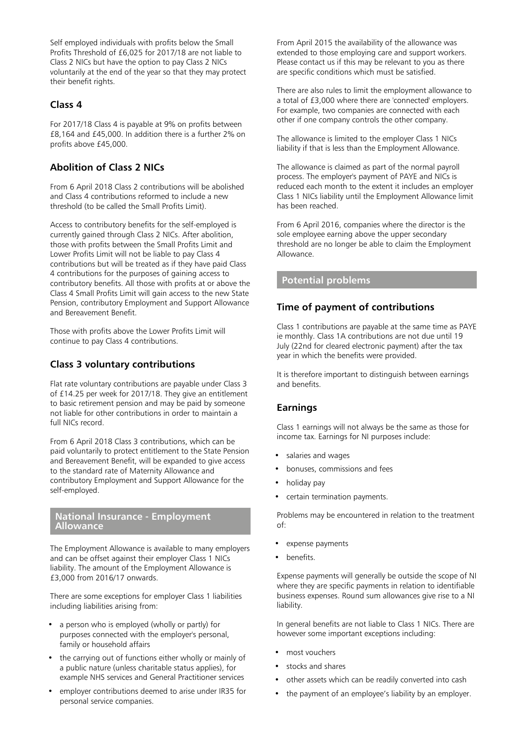Self employed individuals with profits below the Small Profits Threshold of £6,025 for 2017/18 are not liable to Class 2 NICs but have the option to pay Class 2 NICs voluntarily at the end of the year so that they may protect their benefit rights.

### Class 4

For 2017/18 Class 4 is payable at 9% on profits between £8,164 and £45,000. In addition there is a further 2% on profits above £45,000.

### Abolition of Class 2 NICs

From 6 April 2018 Class 2 contributions will be abolished and Class 4 contributions reformed to include a new threshold (to be called the Small Profits Limit).

Access to contributory benefits for the self-employed is currently gained through Class 2 NICs. After abolition, those with profits between the Small Profits Limit and Lower Profits Limit will not be liable to pay Class 4 contributions but will be treated as if they have paid Class 4 contributions for the purposes of gaining access to contributory benefits. All those with profits at or above the Class 4 Small Profits Limit will gain access to the new State Pension, contributory Employment and Support Allowance and Bereavement Benefit.

Those with profits above the Lower Profits Limit will continue to pay Class 4 contributions.

### Class 3 voluntary contributions

Flat rate voluntary contributions are payable under Class 3 of £14.25 per week for 2017/18. They give an entitlement to basic retirement pension and may be paid by someone not liable for other contributions in order to maintain a full NICs record.

From 6 April 2018 Class 3 contributions, which can be paid voluntarily to protect entitlement to the State Pension and Bereavement Benefit, will be expanded to give access to the standard rate of Maternity Allowance and contributory Employment and Support Allowance for the self-employed.

## National Insurance - Employment Allowance

The Employment Allowance is available to many employers and can be offset against their employer Class 1 NICs liability. The amount of the Employment Allowance is £3,000 from 2016/17 onwards.

There are some exceptions for employer Class 1 liabilities including liabilities arising from:

- a person who is employed (wholly or partly) for purposes connected with the employer's personal, family or household affairs
- the carrying out of functions either wholly or mainly of a public nature (unless charitable status applies), for example NHS services and General Practitioner services
- employer contributions deemed to arise under IR35 for personal service companies.

From April 2015 the availability of the allowance was extended to those employing care and support workers. Please contact us if this may be relevant to you as there are specific conditions which must be satisfied.

There are also rules to limit the employment allowance to a total of £3,000 where there are 'connected' employers. For example, two companies are connected with each other if one company controls the other company.

The allowance is limited to the employer Class 1 NICs liability if that is less than the Employment Allowance.

The allowance is claimed as part of the normal payroll process. The employer's payment of PAYE and NICs is reduced each month to the extent it includes an employer Class 1 NICs liability until the Employment Allowance limit has been reached.

From 6 April 2016, companies where the director is the sole employee earning above the upper secondary threshold are no longer be able to claim the Employment Allowance.

## Potential problems

### Time of payment of contributions

Class 1 contributions are payable at the same time as PAYE ie monthly. Class 1A contributions are not due until 19 July (22nd for cleared electronic payment) after the tax year in which the benefits were provided.

It is therefore important to distinguish between earnings and benefits.

### Earnings

Class 1 earnings will not always be the same as those for income tax. Earnings for NI purposes include:

- salaries and wages
- bonuses, commissions and fees
- holiday pay
- certain termination payments.

Problems may be encountered in relation to the treatment of:

- expense payments
- benefits.

Expense payments will generally be outside the scope of NI where they are specific payments in relation to identifiable business expenses. Round sum allowances give rise to a NI liability.

In general benefits are not liable to Class 1 NICs. There are however some important exceptions including:

- most vouchers
- stocks and shares
- other assets which can be readily converted into cash
- the payment of an employee's liability by an employer.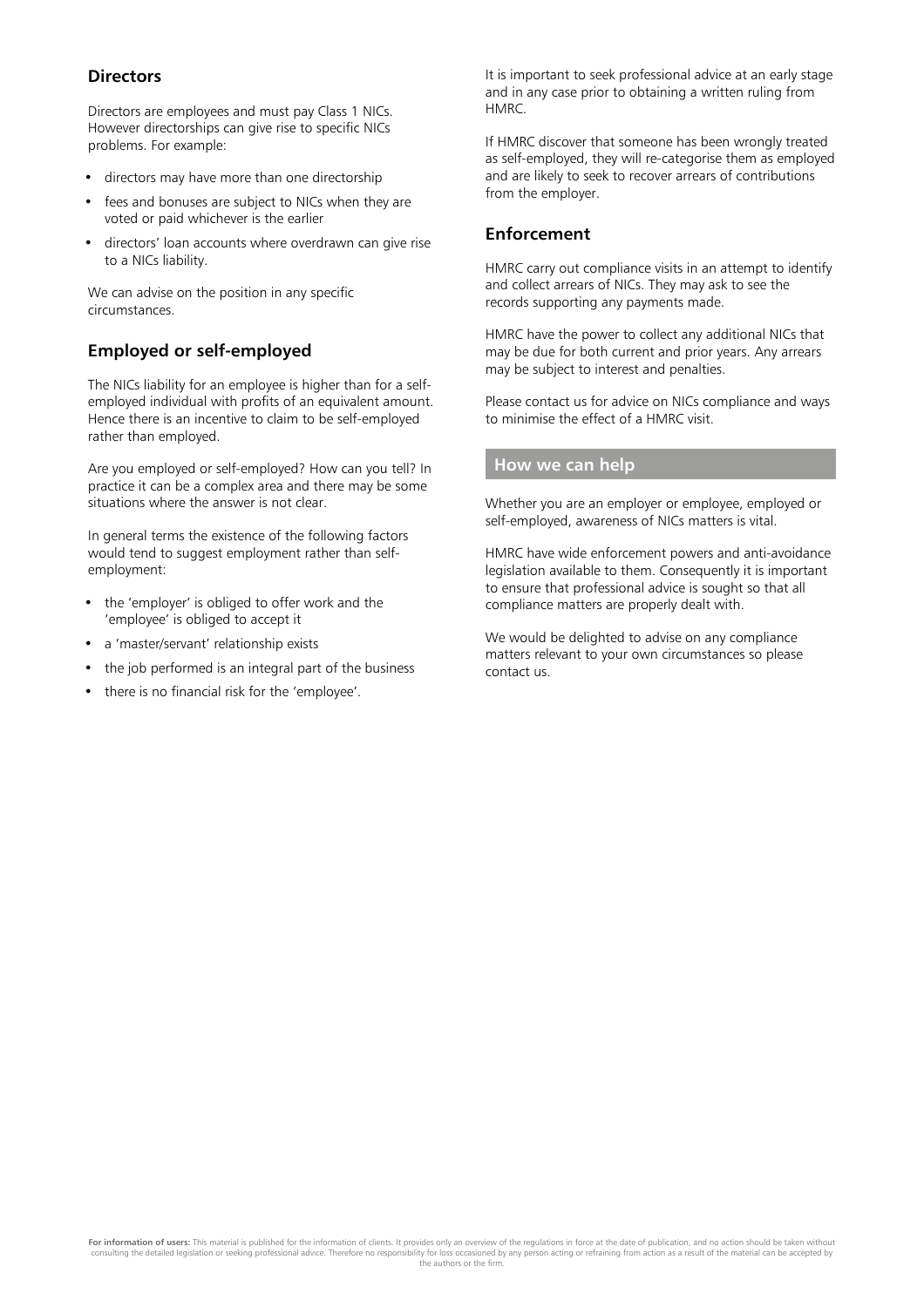## Directors

Directors are employees and must pay Class 1 NICs. However directorships can give rise to specific NICs problems. For example:

- directors may have more than one directorship
- fees and bonuses are subject to NICs when they are voted or paid whichever is the earlier
- directors' loan accounts where overdrawn can give rise to a NICs liability.

We can advise on the position in any specific circumstances.

## Employed or self-employed

The NICs liability for an employee is higher than for a self-employed individual with profits of an equivalent amount. Hence there is an incentive to claim to be self-employed rather than employed.

Are you employed or self-employed? How can you tell? In practice it can be a complex area and there may be some situations where the answer is not clear.

In general terms the existence of the following factors would tend to suggest employment rather than self-employment:

- the 'employer' is obliged to offer work and the 'employee' is obliged to accept it
- a 'master/servant' relationship exists
- the job performed is an integral part of the business
- there is no financial risk for the 'employee'.

It is important to seek professional advice at an early stage and in any case prior to obtaining a written ruling from HMRC.

If HMRC discover that someone has been wrongly treated as self-employed, they will re-categorise them as employed and are likely to seek to recover arrears of contributions from the employer.

## Enforcement

HMRC carry out compliance visits in an attempt to identify and collect arrears of NICs. They may ask to see the records supporting any payments made.

HMRC have the power to collect any additional NICs that may be due for both current and prior years. Any arrears may be subject to interest and penalties.

Please contact us for advice on NICs compliance and ways to minimise the effect of a HMRC visit.

## How we can help

Whether you are an employer or employee, employed or self-employed, awareness of NICs matters is vital.

HMRC have wide enforcement powers and anti-avoidance legislation available to them. Consequently it is important to ensure that professional advice is sought so that all compliance matters are properly dealt with.

We would be delighted to advise on any compliance matters relevant to your own circumstances so please contact us.

**For information of users:** This material is published for the information of clients. It provides only an overview of the regulations in force at the date of publication, and no action should be taken without consulting the detailed legislation or seeking professional advice. Therefore no responsibility for loss occasioned by any person acting or refraining from action as a result of the material can be accepted by the authors or the firm.